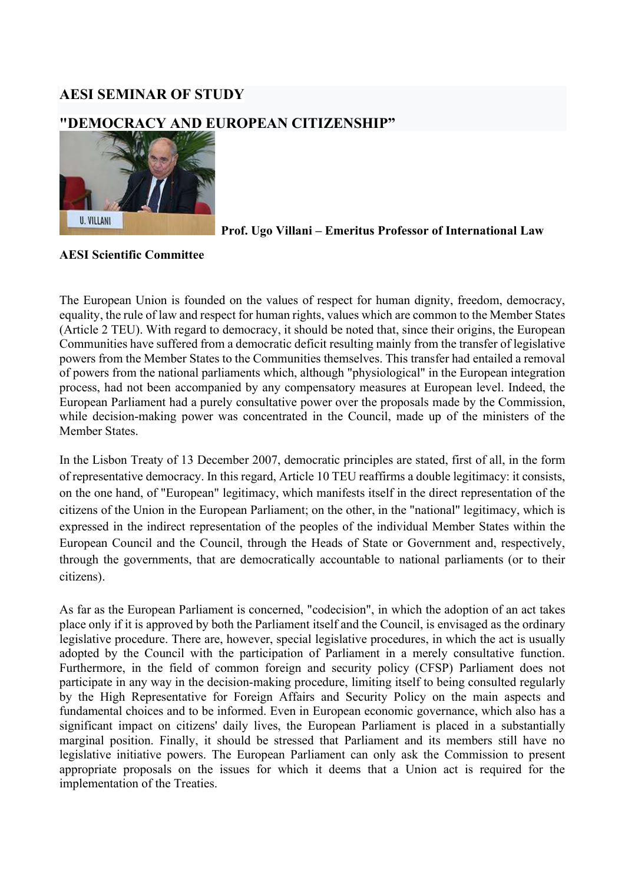## AESI SEMINAR OF STUDY

## "DEMOCRACY AND EUROPEAN CITIZENSHIP"

**Prof. Ugo Villani – Emeritus Professor of International Law**

**AESI Scientific Committee**

The European Union is founded on the values of respect for human dignity, freedom, democracy, equality, the rule of law and respect for human rights, values which are common to the Member States (Article 2 TEU). With regard to democracy, it should be noted that, since their origins, the European Communities have suffered from a democratic deficit resulting mainly from the transfer of legislative powers from the Member States to the Communities themselves. This transfer had entailed a removal of powers from the national parliaments which, although "physiological" in the European integration process, had not been accompanied by any compensatory measures at European level. Indeed, the European Parliament had a purely consultative power over the proposals made by the Commission, while decision-making power was concentrated in the Council, made up of the ministers of the Member States.

In the Lisbon Treaty of 13 December 2007, democratic principles are stated, first of all, in the form of representative democracy. In this regard, Article 10 TEU reaffirms a double legitimacy: it consists, on the one hand, of "European" legitimacy, which manifests itself in the direct representation of the citizens of the Union in the European Parliament; on the other, in the "national" legitimacy, which is expressed in the indirect representation of the peoples of the individual Member States within the European Council and the Council, through the Heads of State or Government and, respectively, through the governments, that are democratically accountable to national parliaments (or to their citizens).

As far as the European Parliament is concerned, "codecision", in which the adoption of an act takes place only if it is approved by both the Parliament itself and the Council, is envisaged as the ordinary legislative procedure. There are, however, special legislative procedures, in which the act is usually adopted by the Council with the participation of Parliament in a merely consultative function. Furthermore, in the field of common foreign and security policy (CFSP) Parliament does not participate in any way in the decision-making procedure, limiting itself to being consulted regularly by the High Representative for Foreign Affairs and Security Policy on the main aspects and fundamental choices and to be informed. Even in European economic governance, which also has a significant impact on citizens' daily lives, the European Parliament is placed in a substantially marginal position. Finally, it should be stressed that Parliament and its members still have no legislative initiative powers. The European Parliament can only ask the Commission to present appropriate proposals on the issues for which it deems that a Union act is required for the implementation of the Treaties.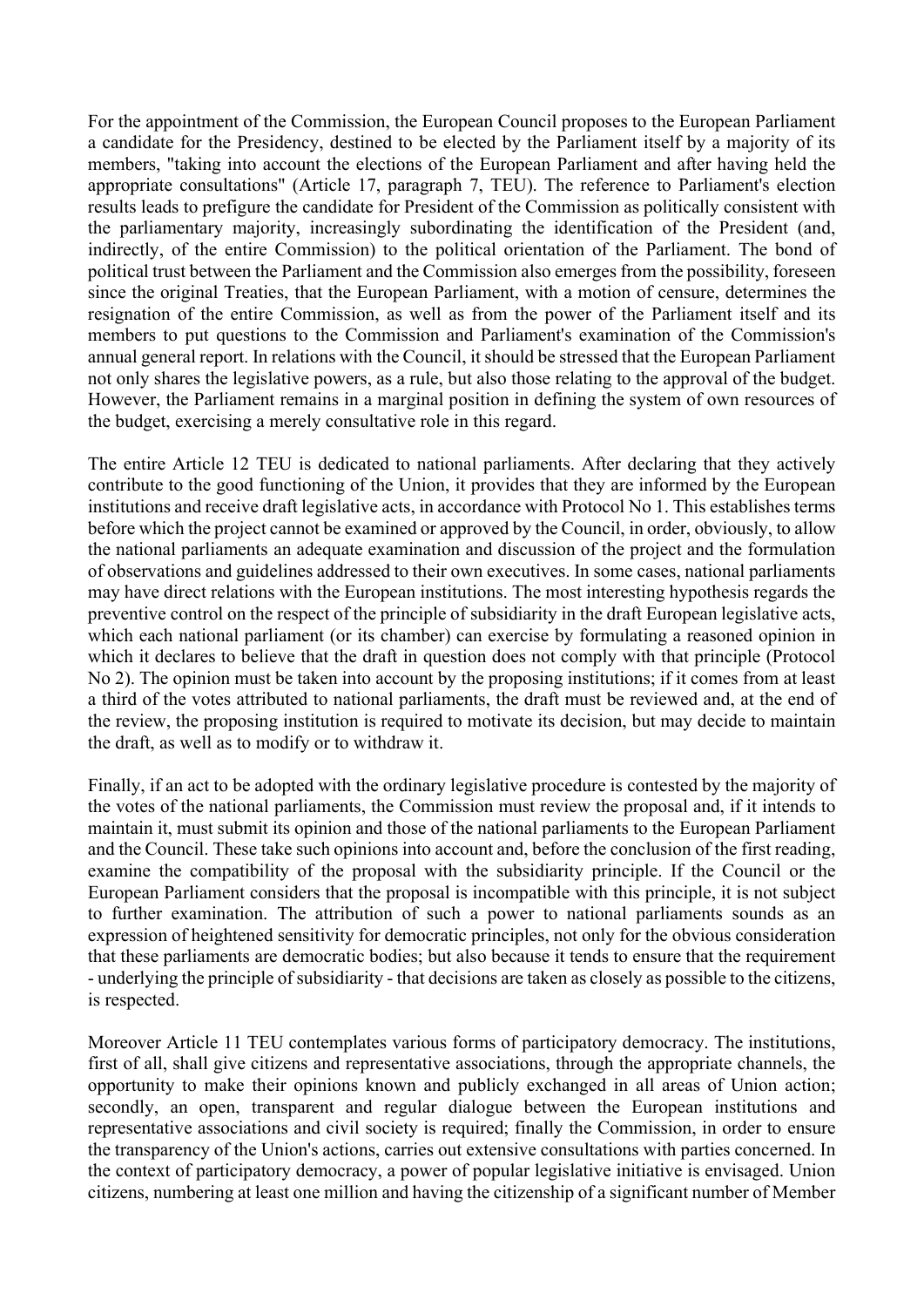For the appointment of the Commission, the European Council proposes to the European Parliament a candidate for the Presidency, destined to be elected by the Parliament itself by a majority of its members, "taking into account the elections of the European Parliament and after having held the appropriate consultations" (Article 17, paragraph 7, TEU). The reference to Parliament's election results leads to prefigure the candidate for President of the Commission as politically consistent with the parliamentary majority, increasingly subordinating the identification of the President (and, indirectly, of the entire Commission) to the political orientation of the Parliament. The bond of political trust between the Parliament and the Commission also emerges from the possibility, foreseen since the original Treaties, that the European Parliament, with a motion of censure, determines the resignation of the entire Commission, as well as from the power of the Parliament itself and its members to put questions to the Commission and Parliament's examination of the Commission's annual general report. In relations with the Council, it should be stressed that the European Parliament not only shares the legislative powers, as a rule, but also those relating to the approval of the budget. However, the Parliament remains in a marginal position in defining the system of own resources of the budget, exercising a merely consultative role in this regard.

The entire Article 12 TEU is dedicated to national parliaments. After declaring that they actively contribute to the good functioning of the Union, it provides that they are informed by the European institutions and receive draft legislative acts, in accordance with Protocol No 1. This establishes terms before which the project cannot be examined or approved by the Council, in order, obviously, to allow the national parliaments an adequate examination and discussion of the project and the formulation of observations and guidelines addressed to their own executives. In some cases, national parliaments may have direct relations with the European institutions. The most interesting hypothesis regards the preventive control on the respect of the principle of subsidiarity in the draft European legislative acts, which each national parliament (or its chamber) can exercise by formulating a reasoned opinion in which it declares to believe that the draft in question does not comply with that principle (Protocol No 2). The opinion must be taken into account by the proposing institutions; if it comes from at least a third of the votes attributed to national parliaments, the draft must be reviewed and, at the end of the review, the proposing institution is required to motivate its decision, but may decide to maintain the draft, as well as to modify or to withdraw it.

Finally, if an act to be adopted with the ordinary legislative procedure is contested by the majority of the votes of the national parliaments, the Commission must review the proposal and, if it intends to maintain it, must submit its opinion and those of the national parliaments to the European Parliament and the Council. These take such opinions into account and, before the conclusion of the first reading, examine the compatibility of the proposal with the subsidiarity principle. If the Council or the European Parliament considers that the proposal is incompatible with this principle, it is not subject to further examination. The attribution of such a power to national parliaments sounds as an expression of heightened sensitivity for democratic principles, not only for the obvious consideration that these parliaments are democratic bodies; but also because it tends to ensure that the requirement - underlying the principle of subsidiarity - that decisions are taken as closely as possible to the citizens, is respected.

Moreover Article 11 TEU contemplates various forms of participatory democracy. The institutions, first of all, shall give citizens and representative associations, through the appropriate channels, the opportunity to make their opinions known and publicly exchanged in all areas of Union action; secondly, an open, transparent and regular dialogue between the European institutions and representative associations and civil society is required; finally the Commission, in order to ensure the transparency of the Union's actions, carries out extensive consultations with parties concerned. In the context of participatory democracy, a power of popular legislative initiative is envisaged. Union citizens, numbering at least one million and having the citizenship of a significant number of Member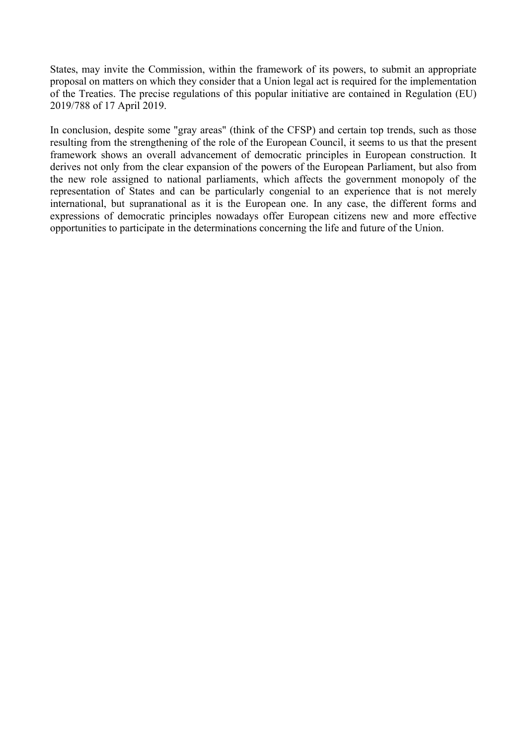States, may invite the Commission, within the framework of its powers, to submit an appropriate proposal on matters on which they consider that a Union legal act is required for the implementation of the Treaties. The precise regulations of this popular initiative are contained in Regulation (EU) 2019/788 of 17 April 2019.

In conclusion, despite some "gray areas" (think of the CFSP) and certain top trends, such as those resulting from the strengthening of the role of the European Council, it seems to us that the present framework shows an overall advancement of democratic principles in European construction. It derives not only from the clear expansion of the powers of the European Parliament, but also from the new role assigned to national parliaments, which affects the government monopoly of the representation of States and can be particularly congenial to an experience that is not merely international, but supranational as it is the European one. In any case, the different forms and expressions of democratic principles nowadays offer European citizens new and more effective opportunities to participate in the determinations concerning the life and future of the Union.